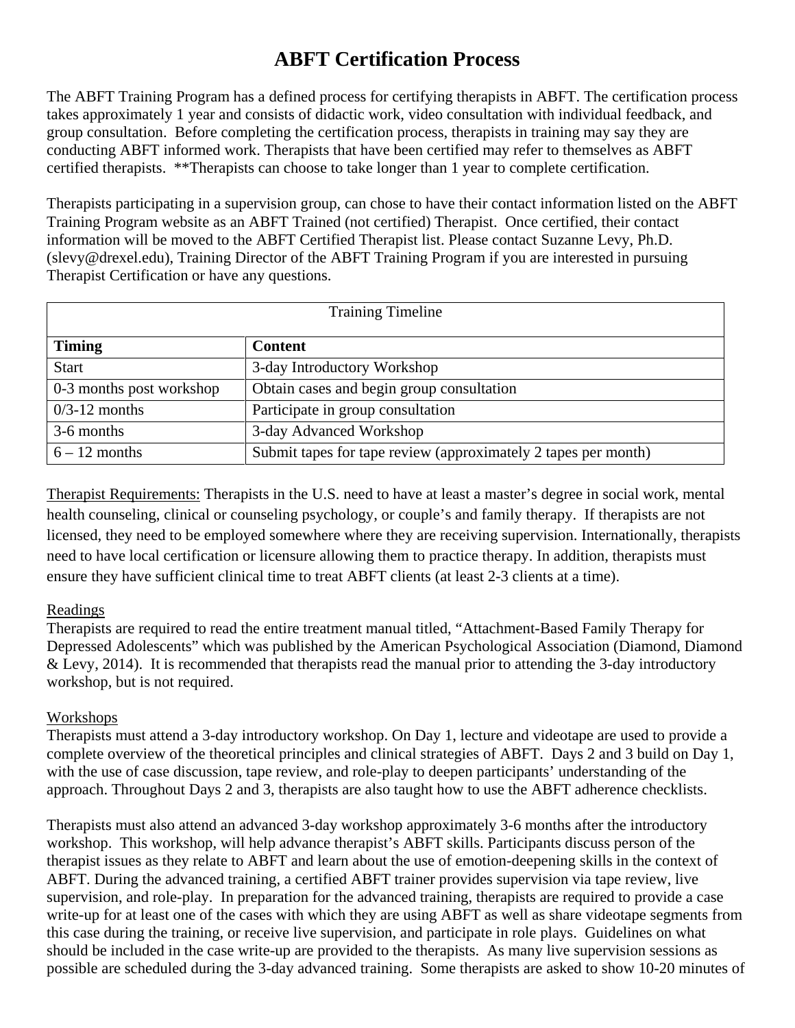# ABFT Certification Process

The ABFT Training Program has a defined process for certifying therapists in ABFT. The certification process takes approximately 1 year and consists of didactic work, video consultation with individual feedback, and group consultation. Before completing the certification process, therapists in training may say they are conducting ABFT informed work. Therapists that have been certified may refer to themselves as ABFT certified therapists. **Therapists can choose to take longer than 1 year to complete certification.

Therapists participating in a supervision group, can chose to have their contact information listed on the ABFT Training Program website as an ABFT Trained (not certified) Therapist. Once certified, their contact information will be moved to the ABFT Certified Therapist list. Please contact Suzanne Levy, Ph.D. (slevy@drexel.edu), Training Director of the ABFT Training Program if you are interested in pursuing Therapist Certification or have any questions.

| Training Timeline | |
|---|---|
| **Timing** | **Content** |
| Start | 3-day Introductory Workshop |
| 0-3 months post workshop | Obtain cases and begin group consultation |
| 0/3-12 months | Participate in group consultation |
| 3-6 months | 3-day Advanced Workshop |
| 6 – 12 months | Submit tapes for tape review (approximately 2 tapes per month) |

Therapist Requirements: Therapists in the U.S. need to have at least a master's degree in social work, mental health counseling, clinical or counseling psychology, or couple's and family therapy. If therapists are not licensed, they need to be employed somewhere where they are receiving supervision. Internationally, therapists need to have local certification or licensure allowing them to practice therapy. In addition, therapists must ensure they have sufficient clinical time to treat ABFT clients (at least 2-3 clients at a time).

Readings

Therapists are required to read the entire treatment manual titled, "Attachment-Based Family Therapy for Depressed Adolescents" which was published by the American Psychological Association (Diamond, Diamond & Levy, 2014). It is recommended that therapists read the manual prior to attending the 3-day introductory workshop, but is not required.

Workshops

Therapists must attend a 3-day introductory workshop. On Day 1, lecture and videotape are used to provide a complete overview of the theoretical principles and clinical strategies of ABFT. Days 2 and 3 build on Day 1, with the use of case discussion, tape review, and role-play to deepen participants' understanding of the approach. Throughout Days 2 and 3, therapists are also taught how to use the ABFT adherence checklists.

Therapists must also attend an advanced 3-day workshop approximately 3-6 months after the introductory workshop. This workshop, will help advance therapist's ABFT skills. Participants discuss person of the therapist issues as they relate to ABFT and learn about the use of emotion-deepening skills in the context of ABFT. During the advanced training, a certified ABFT trainer provides supervision via tape review, live supervision, and role-play. In preparation for the advanced training, therapists are required to provide a case write-up for at least one of the cases with which they are using ABFT as well as share videotape segments from this case during the training, or receive live supervision, and participate in role plays. Guidelines on what should be included in the case write-up are provided to the therapists. As many live supervision sessions as possible are scheduled during the 3-day advanced training. Some therapists are asked to show 10-20 minutes of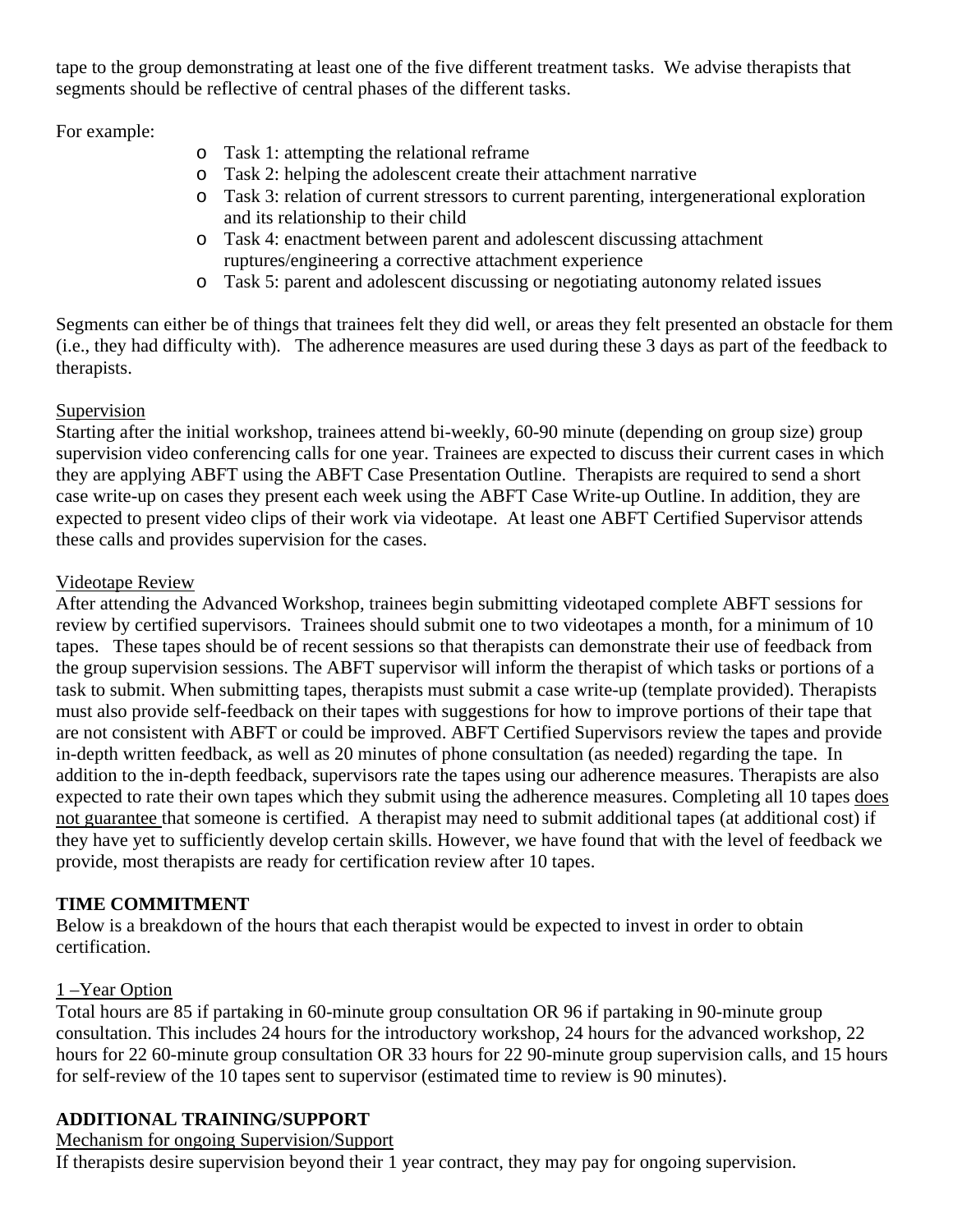tape to the group demonstrating at least one of the five different treatment tasks. We advise therapists that segments should be reflective of central phases of the different tasks.

For example:

- Task 1: attempting the relational reframe
- Task 2: helping the adolescent create their attachment narrative
- Task 3: relation of current stressors to current parenting, intergenerational exploration and its relationship to their child
- Task 4: enactment between parent and adolescent discussing attachment ruptures/engineering a corrective attachment experience
- Task 5: parent and adolescent discussing or negotiating autonomy related issues

Segments can either be of things that trainees felt they did well, or areas they felt presented an obstacle for them (i.e., they had difficulty with). The adherence measures are used during these 3 days as part of the feedback to therapists.

<u>Supervision</u>

Starting after the initial workshop, trainees attend bi-weekly, 60-90 minute (depending on group size) group supervision video conferencing calls for one year. Trainees are expected to discuss their current cases in which they are applying ABFT using the ABFT Case Presentation Outline. Therapists are required to send a short case write-up on cases they present each week using the ABFT Case Write-up Outline. In addition, they are expected to present video clips of their work via videotape. At least one ABFT Certified Supervisor attends these calls and provides supervision for the cases.

<u>Videotape Review</u>

After attending the Advanced Workshop, trainees begin submitting videotaped complete ABFT sessions for review by certified supervisors. Trainees should submit one to two videotapes a month, for a minimum of 10 tapes. These tapes should be of recent sessions so that therapists can demonstrate their use of feedback from the group supervision sessions. The ABFT supervisor will inform the therapist of which tasks or portions of a task to submit. When submitting tapes, therapists must submit a case write-up (template provided). Therapists must also provide self-feedback on their tapes with suggestions for how to improve portions of their tape that are not consistent with ABFT or could be improved. ABFT Certified Supervisors review the tapes and provide in-depth written feedback, as well as 20 minutes of phone consultation (as needed) regarding the tape. In addition to the in-depth feedback, supervisors rate the tapes using our adherence measures. Therapists are also expected to rate their own tapes which they submit using the adherence measures. Completing all 10 tapes <u>does not guarantee</u> that someone is certified. A therapist may need to submit additional tapes (at additional cost) if they have yet to sufficiently develop certain skills. However, we have found that with the level of feedback we provide, most therapists are ready for certification review after 10 tapes.

**TIME COMMITMENT**

Below is a breakdown of the hours that each therapist would be expected to invest in order to obtain certification.

<u>1 –Year Option</u>

Total hours are 85 if partaking in 60-minute group consultation OR 96 if partaking in 90-minute group consultation. This includes 24 hours for the introductory workshop, 24 hours for the advanced workshop, 22 hours for 22 60-minute group consultation OR 33 hours for 22 90-minute group supervision calls, and 15 hours for self-review of the 10 tapes sent to supervisor (estimated time to review is 90 minutes).

**ADDITIONAL TRAINING/SUPPORT**

<u>Mechanism for ongoing Supervision/Support</u>

If therapists desire supervision beyond their 1 year contract, they may pay for ongoing supervision.